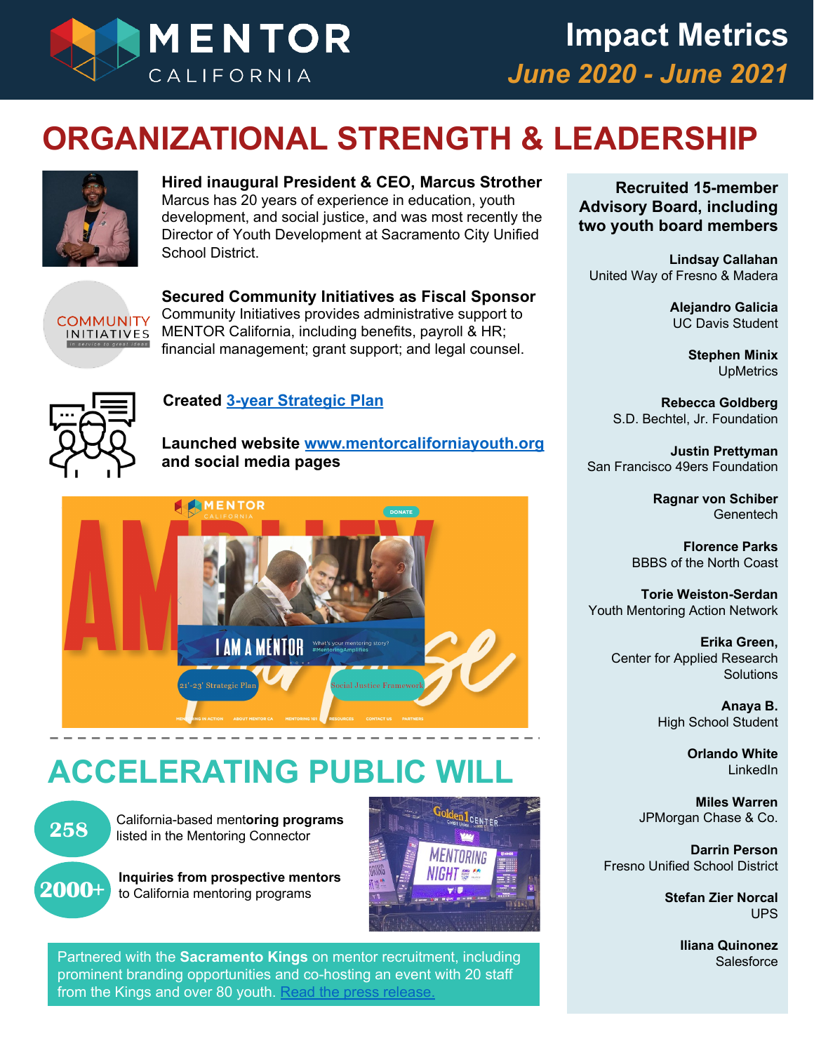# MENTOR CALIFORNIA

## Impact Metrics
*June 2020 - June 2021*

# ORGANIZATIONAL STRENGTH & LEADERSHIP

**Hired inaugural President & CEO, Marcus Strother**
Marcus has 20 years of experience in education, youth development, and social justice, and was most recently the Director of Youth Development at Sacramento City Unified School District.

**Secured Community Initiatives as Fiscal Sponsor**
Community Initiatives provides administrative support to MENTOR California, including benefits, payroll & HR; financial management; grant support; and legal counsel.

**Created [3-year Strategic Plan]()**

**Launched website [www.mentorcaliforniayouth.org]() and social media pages**

**Recruited 15-member Advisory Board, including two youth board members**

**Lindsay Callahan**
United Way of Fresno & Madera

**Alejandro Galicia**
UC Davis Student

**Stephen Minix**
UpMetrics

**Rebecca Goldberg**
S.D. Bechtel, Jr. Foundation

**Justin Prettyman**
San Francisco 49ers Foundation

**Ragnar von Schiber**
Genentech

**Florence Parks**
BBBS of the North Coast

**Torie Weiston-Serdan**
Youth Mentoring Action Network

**Erika Green,**
Center for Applied Research Solutions

**Anaya B.**
High School Student

**Orlando White**
LinkedIn

**Miles Warren**
JPMorgan Chase & Co.

**Darrin Person**
Fresno Unified School District

**Stefan Zier Norcal**
UPS

**Iliana Quinonez**
Salesforce

# ACCELERATING PUBLIC WILL

**258** — California-based mentoring programs listed in the Mentoring Connector

**2000+** — **Inquiries from prospective mentors** to California mentoring programs

Partnered with the **Sacramento Kings** on mentor recruitment, including prominent branding opportunities and co-hosting an event with 20 staff from the Kings and over 80 youth. [Read the press release.]()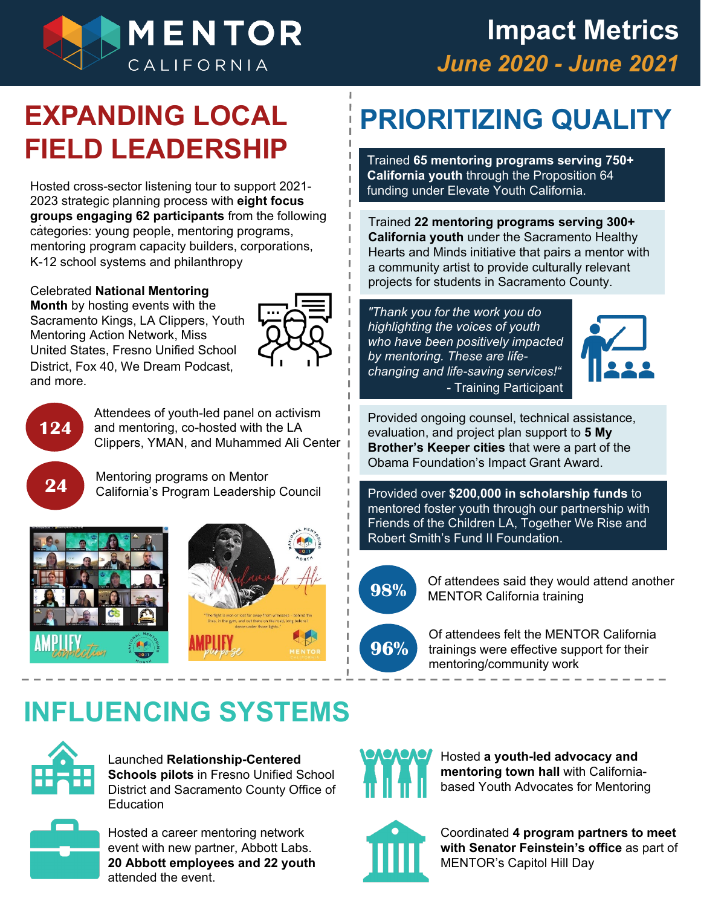# MENTOR CALIFORNIA

## Impact Metrics

*June 2020 - June 2021*

## EXPANDING LOCAL FIELD LEADERSHIP

Hosted cross-sector listening tour to support 2021-2023 strategic planning process with **eight focus groups engaging 62 participants** from the following categories: young people, mentoring programs, mentoring program capacity builders, corporations, K-12 school systems and philanthropy

Celebrated **National Mentoring Month** by hosting events with the Sacramento Kings, LA Clippers, Youth Mentoring Action Network, Miss United States, Fresno Unified School District, Fox 40, We Dream Podcast, and more.

**124** Attendees of youth-led panel on activism and mentoring, co-hosted with the LA Clippers, YMAN, and Muhammed Ali Center

**24** Mentoring programs on Mentor California's Program Leadership Council

## PRIORITIZING QUALITY

Trained **65 mentoring programs serving 750+ California youth** through the Proposition 64 funding under Elevate Youth California.

Trained **22 mentoring programs serving 300+ California youth** under the Sacramento Healthy Hearts and Minds initiative that pairs a mentor with a community artist to provide culturally relevant projects for students in Sacramento County.

*"Thank you for the work you do highlighting the voices of youth who have been positively impacted by mentoring. These are life-changing and life-saving services!"*
- Training Participant

Provided ongoing counsel, technical assistance, evaluation, and project plan support to **5 My Brother's Keeper cities** that were a part of the Obama Foundation's Impact Grant Award.

Provided over **$200,000 in scholarship funds** to mentored foster youth through our partnership with Friends of the Children LA, Together We Rise and Robert Smith's Fund II Foundation.

**98%** Of attendees said they would attend another MENTOR California training

**96%** Of attendees felt the MENTOR California trainings were effective support for their mentoring/community work

## INFLUENCING SYSTEMS

Launched **Relationship-Centered Schools pilots** in Fresno Unified School District and Sacramento County Office of Education

Hosted a career mentoring network event with new partner, Abbott Labs. **20 Abbott employees and 22 youth** attended the event.

Hosted **a youth-led advocacy and mentoring town hall** with California-based Youth Advocates for Mentoring

Coordinated **4 program partners to meet with Senator Feinstein's office** as part of MENTOR's Capitol Hill Day